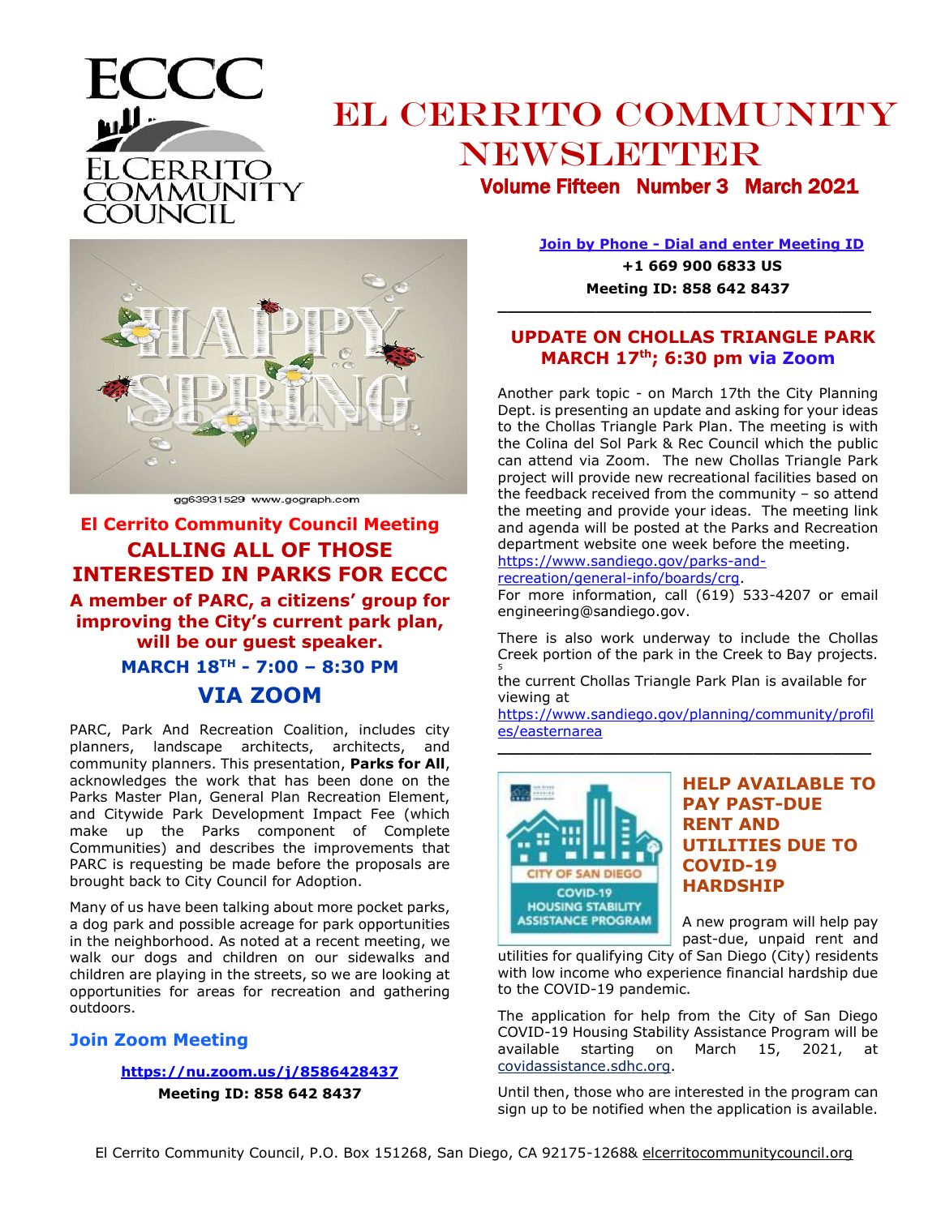# EL CERRITO COMMUNITY NEWSLETTER

**Volume Fifteen Number 3 March 2021**

ECCC
EL CERRITO COMMUNITY COUNCIL

gg63931529 www.gograph.com

## El Cerrito Community Council Meeting

## CALLING ALL OF THOSE INTERESTED IN PARKS FOR ECCC

### A member of PARC, a citizens' group for improving the City's current park plan, will be our guest speaker.

### MARCH 18TH - 7:00 – 8:30 PM

## VIA ZOOM

PARC, Park And Recreation Coalition, includes city planners, landscape architects, architects, and community planners. This presentation, **Parks for All**, acknowledges the work that has been done on the Parks Master Plan, General Plan Recreation Element, and Citywide Park Development Impact Fee (which make up the Parks component of Complete Communities) and describes the improvements that PARC is requesting be made before the proposals are brought back to City Council for Adoption.

Many of us have been talking about more pocket parks, a dog park and possible acreage for park opportunities in the neighborhood. As noted at a recent meeting, we walk our dogs and children on our sidewalks and children are playing in the streets, so we are looking at opportunities for areas for recreation and gathering outdoors.

### Join Zoom Meeting

**https://nu.zoom.us/j/8586428437**

**Meeting ID: 858 642 8437**

**Join by Phone - Dial and enter Meeting ID**

**+1 669 900 6833 US**

**Meeting ID: 858 642 8437**

---

## UPDATE ON CHOLLAS TRIANGLE PARK MARCH 17th; 6:30 pm via Zoom

Another park topic - on March 17th the City Planning Dept. is presenting an update and asking for your ideas to the Chollas Triangle Park Plan. The meeting is with the Colina del Sol Park & Rec Council which the public can attend via Zoom. The new Chollas Triangle Park project will provide new recreational facilities based on the feedback received from the community – so attend the meeting and provide your ideas. The meeting link and agenda will be posted at the Parks and Recreation department website one week before the meeting. https://www.sandiego.gov/parks-and-recreation/general-info/boards/crg.

For more information, call (619) 533-4207 or email engineering@sandiego.gov.

There is also work underway to include the Chollas Creek portion of the park in the Creek to Bay projects.

the current Chollas Triangle Park Plan is available for viewing at https://www.sandiego.gov/planning/community/profiles/easternarea

---

CITY OF SAN DIEGO COVID-19 HOUSING STABILITY ASSISTANCE PROGRAM

## HELP AVAILABLE TO PAY PAST-DUE RENT AND UTILITIES DUE TO COVID-19 HARDSHIP

A new program will help pay past-due, unpaid rent and utilities for qualifying City of San Diego (City) residents with low income who experience financial hardship due to the COVID-19 pandemic.

The application for help from the City of San Diego COVID-19 Housing Stability Assistance Program will be available starting on March 15, 2021, at covidassistance.sdhc.org.

Until then, those who are interested in the program can sign up to be notified when the application is available.

El Cerrito Community Council, P.O. Box 151268, San Diego, CA 92175-1268& elcerritocommunitycouncil.org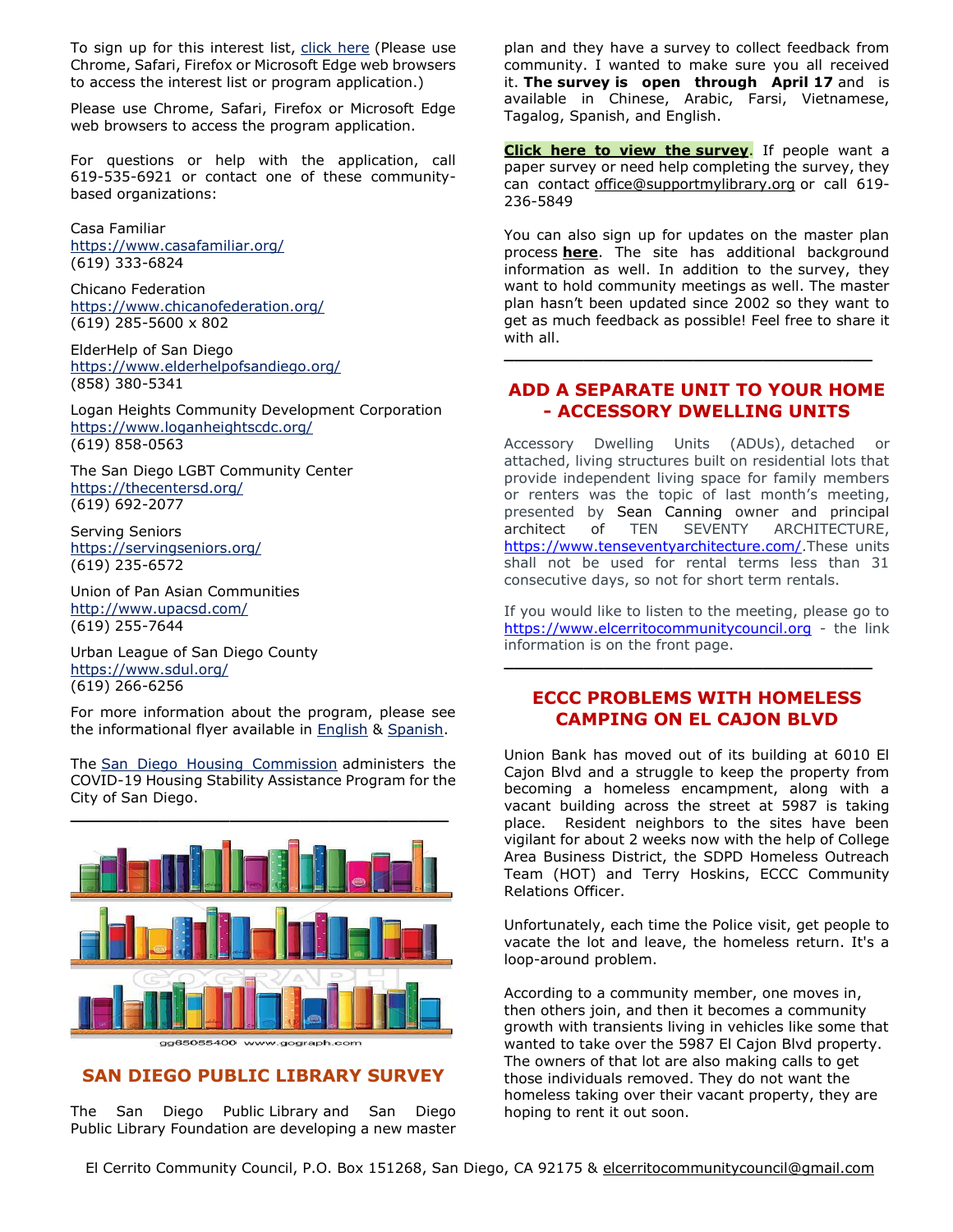To sign up for this interest list, click here (Please use Chrome, Safari, Firefox or Microsoft Edge web browsers to access the interest list or program application.)

Please use Chrome, Safari, Firefox or Microsoft Edge web browsers to access the program application.

For questions or help with the application, call 619-535-6921 or contact one of these community-based organizations:

Casa Familiar
https://www.casafamiliar.org/
(619) 333-6824

Chicano Federation
https://www.chicanofederation.org/
(619) 285-5600 x 802

ElderHelp of San Diego
https://www.elderhelpofsandiego.org/
(858) 380-5341

Logan Heights Community Development Corporation
https://www.loganheightscdc.org/
(619) 858-0563

The San Diego LGBT Community Center
https://thecentersd.org/
(619) 692-2077

Serving Seniors
https://servingseniors.org/
(619) 235-6572

Union of Pan Asian Communities
http://www.upacsd.com/
(619) 255-7644

Urban League of San Diego County
https://www.sdul.org/
(619) 266-6256

For more information about the program, please see the informational flyer available in English & Spanish.

The San Diego Housing Commission administers the COVID-19 Housing Stability Assistance Program for the City of San Diego.

---

## SAN DIEGO PUBLIC LIBRARY SURVEY

The San Diego Public Library and San Diego Public Library Foundation are developing a new master plan and they have a survey to collect feedback from community. I wanted to make sure you all received it. **The survey is open through April 17** and is available in Chinese, Arabic, Farsi, Vietnamese, Tagalog, Spanish, and English.

**Click here to view the survey**. If people want a paper survey or need help completing the survey, they can contact office@supportmylibrary.org or call 619-236-5849

You can also sign up for updates on the master plan process **here**. The site has additional background information as well. In addition to the survey, they want to hold community meetings as well. The master plan hasn't been updated since 2002 so they want to get as much feedback as possible! Feel free to share it with all.

---

## ADD A SEPARATE UNIT TO YOUR HOME - ACCESSORY DWELLING UNITS

Accessory Dwelling Units (ADUs), detached or attached, living structures built on residential lots that provide independent living space for family members or renters was the topic of last month's meeting, presented by Sean Canning owner and principal architect of TEN SEVENTY ARCHITECTURE, https://www.tenseventyarchitecture.com/.These units shall not be used for rental terms less than 31 consecutive days, so not for short term rentals.

If you would like to listen to the meeting, please go to https://www.elcerritocommunitycouncil.org - the link information is on the front page.

---

## ECCC PROBLEMS WITH HOMELESS CAMPING ON EL CAJON BLVD

Union Bank has moved out of its building at 6010 El Cajon Blvd and a struggle to keep the property from becoming a homeless encampment, along with a vacant building across the street at 5987 is taking place. Resident neighbors to the sites have been vigilant for about 2 weeks now with the help of College Area Business District, the SDPD Homeless Outreach Team (HOT) and Terry Hoskins, ECCC Community Relations Officer.

Unfortunately, each time the Police visit, get people to vacate the lot and leave, the homeless return. It's a loop-around problem.

According to a community member, one moves in, then others join, and then it becomes a community growth with transients living in vehicles like some that wanted to take over the 5987 El Cajon Blvd property. The owners of that lot are also making calls to get those individuals removed. They do not want the homeless taking over their vacant property, they are hoping to rent it out soon.

El Cerrito Community Council, P.O. Box 151268, San Diego, CA 92175 & elcerritocommunitycouncil@gmail.com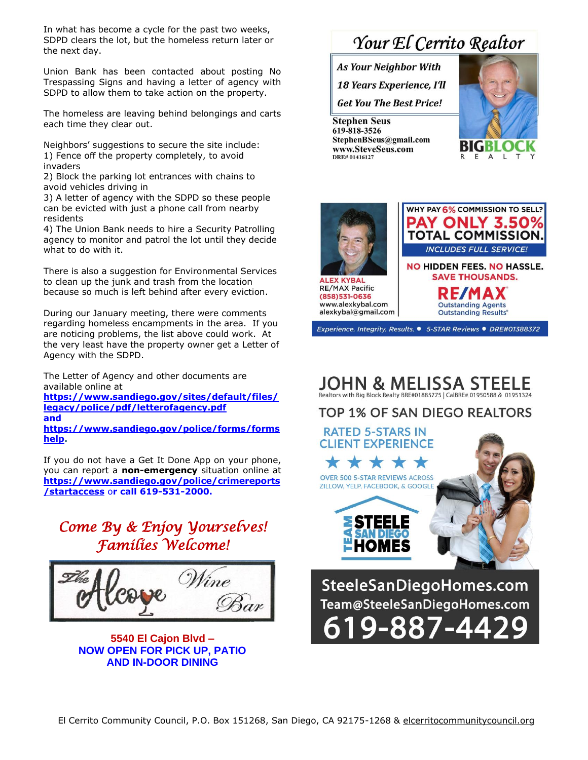In what has become a cycle for the past two weeks, SDPD clears the lot, but the homeless return later or the next day.

Union Bank has been contacted about posting No Trespassing Signs and having a letter of agency with SDPD to allow them to take action on the property.

The homeless are leaving behind belongings and carts each time they clear out.

Neighbors' suggestions to secure the site include:
1) Fence off the property completely, to avoid invaders
2) Block the parking lot entrances with chains to avoid vehicles driving in
3) A letter of agency with the SDPD so these people can be evicted with just a phone call from nearby residents
4) The Union Bank needs to hire a Security Patrolling agency to monitor and patrol the lot until they decide what to do with it.

There is also a suggestion for Environmental Services to clean up the junk and trash from the location because so much is left behind after every eviction.

During our January meeting, there were comments regarding homeless encampments in the area. If you are noticing problems, the list above could work. At the very least have the property owner get a Letter of Agency with the SDPD.

The Letter of Agency and other documents are available online at **https://www.sandiego.gov/sites/default/files/legacy/police/pdf/letterofagency.pdf** **and** **https://www.sandiego.gov/police/forms/formshelp**.

If you do not have a Get It Done App on your phone, you can report a **non-emergency** situation online at **https://www.sandiego.gov/police/crimereports/startaccess** or **call 619-531-2000.**

*Come By & Enjoy Yourselves!*
*Families Welcome!*

The Alcove Wine Bar

**5540 El Cajon Blvd –**
**NOW OPEN FOR PICK UP, PATIO AND IN-DOOR DINING**

## Your El Cerrito Realtor

***As Your Neighbor With 18 Years Experience, I'll Get You The Best Price!***

**Stephen Seus**
619-818-3526
StephenBSeus@gmail.com
www.SteveSeus.com
DRE# 01416127

BIGBLOCK REALTY

ALEX KYBAL
RE/MAX Pacific
(858)531-0636
www.alexkybal.com
alexkybal@gmail.com

WHY PAY 6% COMMISSION TO SELL?
**PAY ONLY 3.50% TOTAL COMMISSION.**
*INCLUDES FULL SERVICE!*

**NO HIDDEN FEES. NO HASSLE.**
**SAVE THOUSANDS.**

RE/MAX
Outstanding Agents
Outstanding Results®

*Experience. Integrity. Results. • 5-STAR Reviews • DRE#01388372*

## JOHN & MELISSA STEELE

Realtors with Big Block Realty BRE#01885775 | CalBRE# 01950588 & 01951324

TOP 1% OF SAN DIEGO REALTORS

RATED 5-STARS IN CLIENT EXPERIENCE

★★★★★

OVER 500 5-STAR REVIEWS ACROSS ZILLOW, YELP, FACEBOOK, & GOOGLE

TEAM STEELE SAN DIEGO HOMES

SteeleSanDiegoHomes.com
Team@SteeleSanDiegoHomes.com
619-887-4429

El Cerrito Community Council, P.O. Box 151268, San Diego, CA 92175-1268 & elcerritocommunitycouncil.org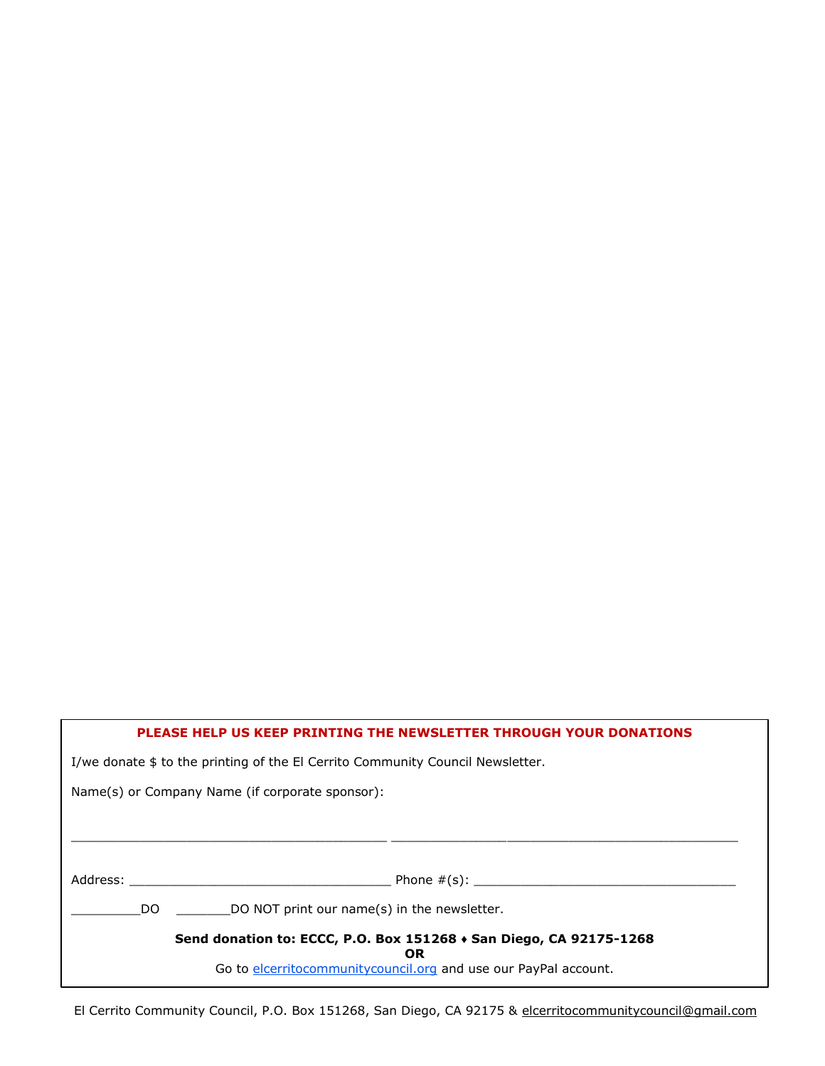**PLEASE HELP US KEEP PRINTING THE NEWSLETTER THROUGH YOUR DONATIONS**

I/we donate $ to the printing of the El Cerrito Community Council Newsletter.

Name(s) or Company Name (if corporate sponsor):

_________________________________________ _________________________________________

Address: __________________________________ Phone #(s): __________________________________

_________DO _______DO NOT print our name(s) in the newsletter.

**Send donation to: ECCC, P.O. Box 151268 ♦ San Diego, CA 92175-1268**

**OR**

Go to elcerritocommunitycouncil.org and use our PayPal account.

El Cerrito Community Council, P.O. Box 151268, San Diego, CA 92175 & elcerritocommunitycouncil@gmail.com